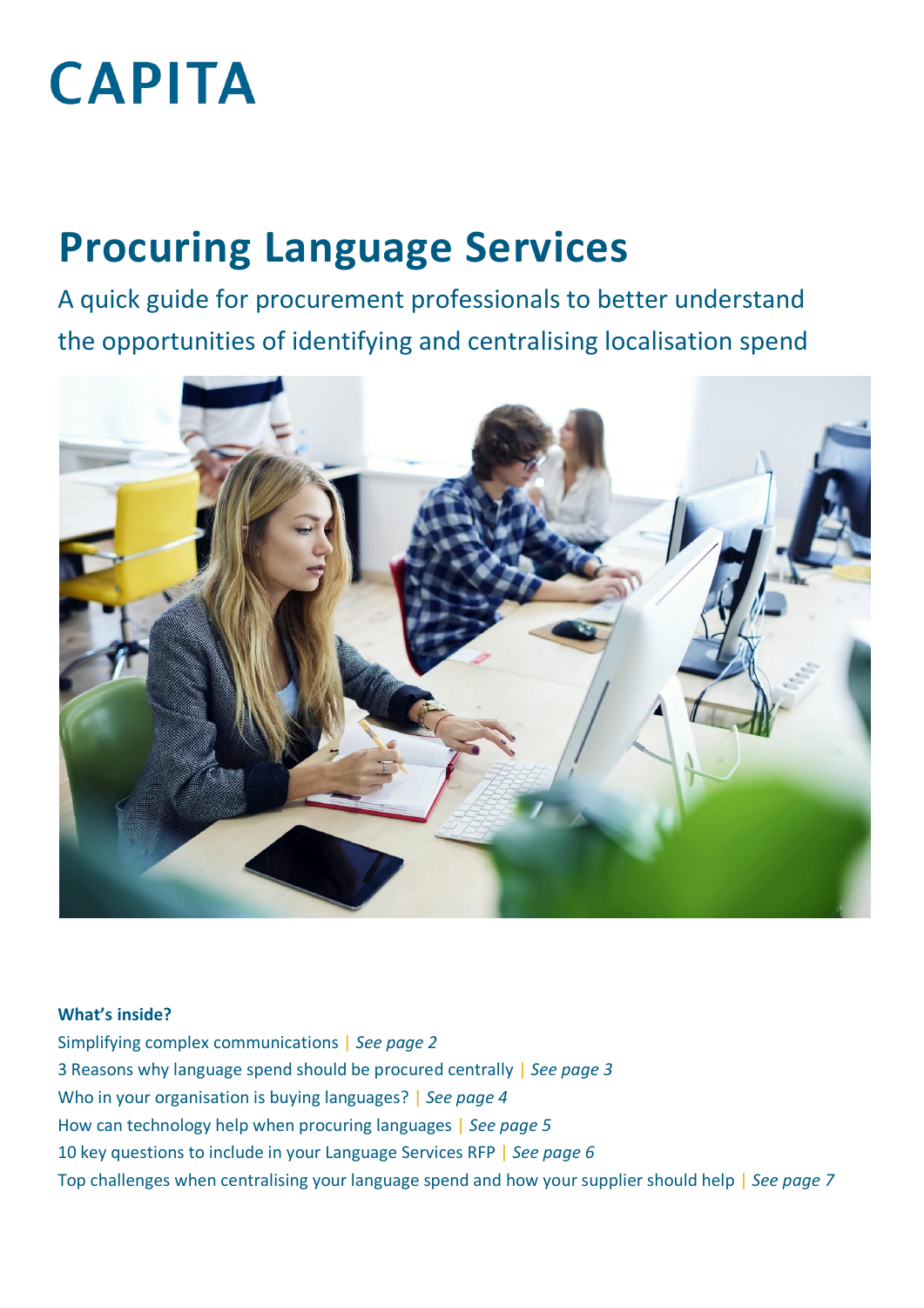# CAPITA

# Procuring Language Services

A quick guide for procurement professionals to better understand the opportunities of identifying and centralising localisation spend

**What's inside?**

Simplifying complex communications | *See page 2*

3 Reasons why language spend should be procured centrally | *See page 3*

Who in your organisation is buying languages? | *See page 4*

How can technology help when procuring languages | *See page 5*

10 key questions to include in your Language Services RFP | *See page 6*

Top challenges when centralising your language spend and how your supplier should help | *See page 7*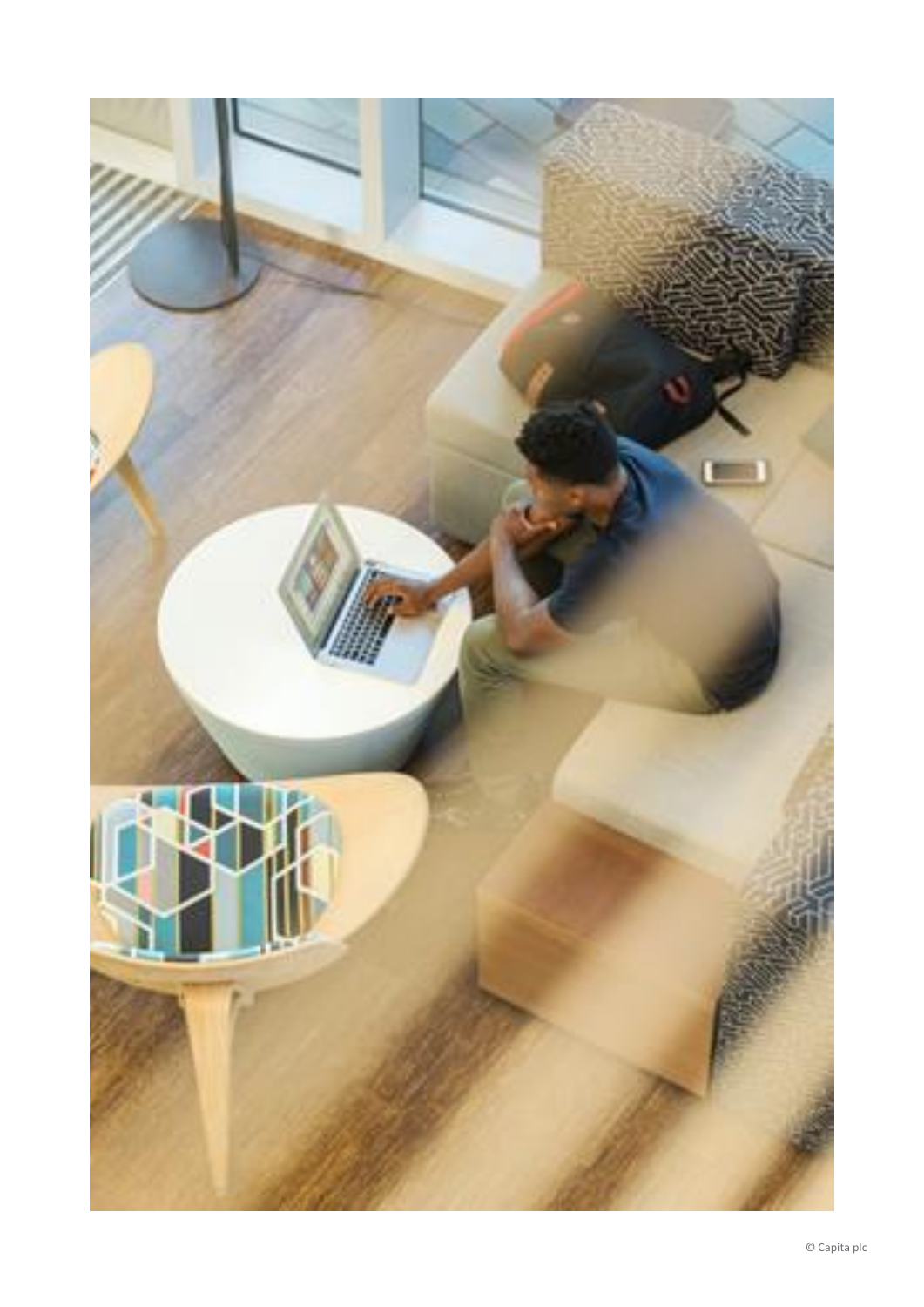© Capita plc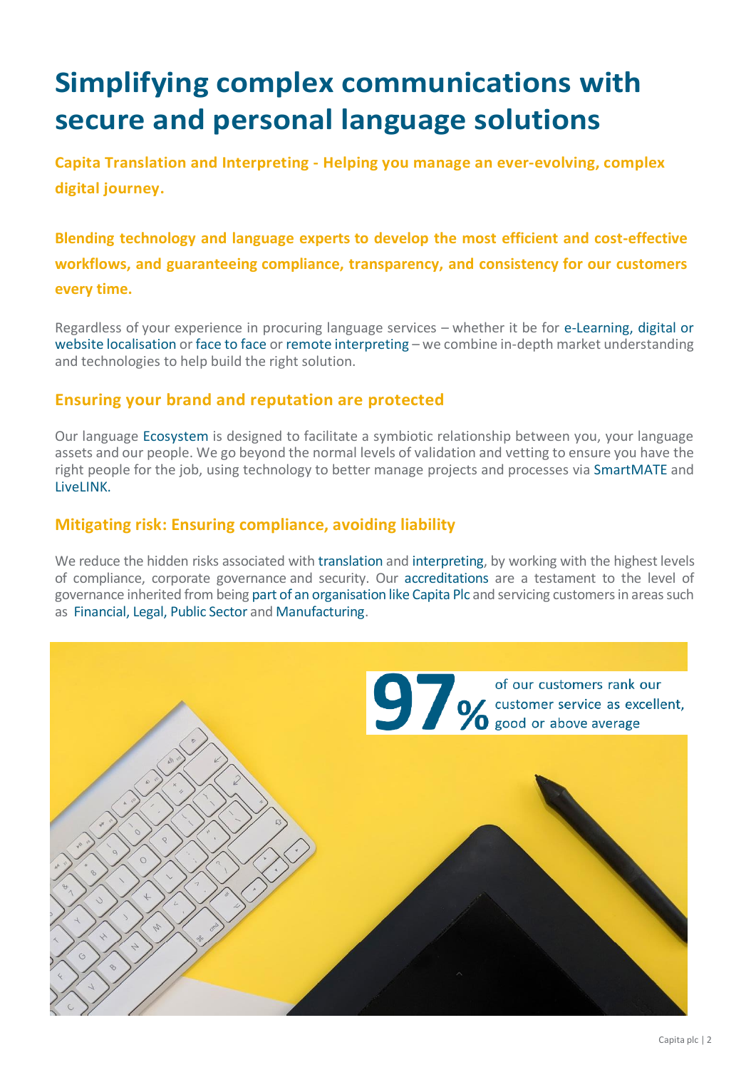# Simplifying complex communications with secure and personal language solutions

**Capita Translation and Interpreting - Helping you manage an ever-evolving, complex digital journey.**

**Blending technology and language experts to develop the most efficient and cost-effective workflows, and guaranteeing compliance, transparency, and consistency for our customers every time.**

Regardless of your experience in procuring language services – whether it be for e-Learning, digital or website localisation or face to face or remote interpreting – we combine in-depth market understanding and technologies to help build the right solution.

## Ensuring your brand and reputation are protected

Our language Ecosystem is designed to facilitate a symbiotic relationship between you, your language assets and our people. We go beyond the normal levels of validation and vetting to ensure you have the right people for the job, using technology to better manage projects and processes via SmartMATE and LiveLINK.

## Mitigating risk: Ensuring compliance, avoiding liability

We reduce the hidden risks associated with translation and interpreting, by working with the highest levels of compliance, corporate governance and security. Our accreditations are a testament to the level of governance inherited from being part of an organisation like Capita Plc and servicing customers in areas such as Financial, Legal, Public Sector and Manufacturing.

**97%** of our customers rank our customer service as excellent, good or above average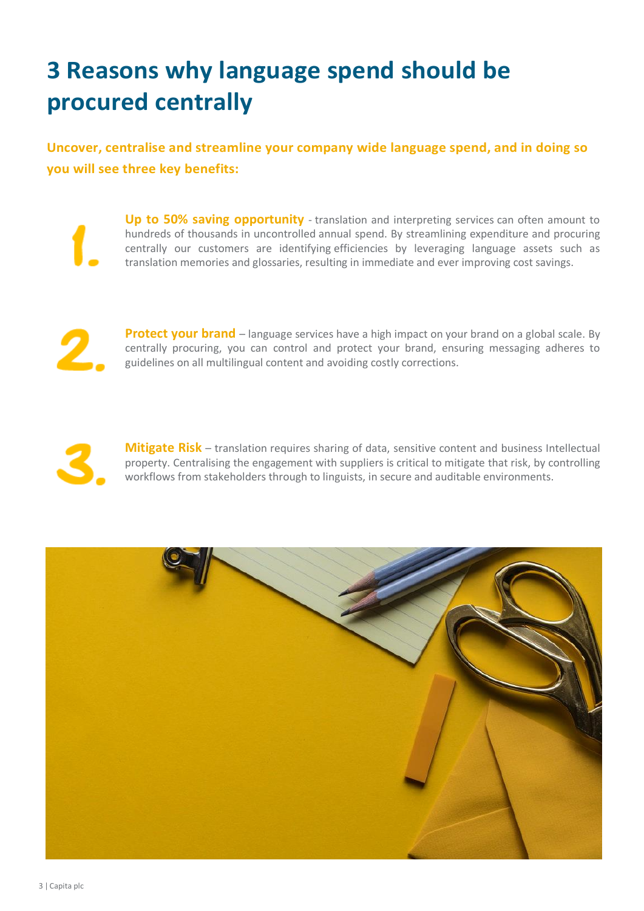# 3 Reasons why language spend should be procured centrally

**Uncover, centralise and streamline your company wide language spend, and in doing so you will see three key benefits:**

1. **Up to 50% saving opportunity** - translation and interpreting services can often amount to hundreds of thousands in uncontrolled annual spend. By streamlining expenditure and procuring centrally our customers are identifying efficiencies by leveraging language assets such as translation memories and glossaries, resulting in immediate and ever improving cost savings.

2. **Protect your brand** – language services have a high impact on your brand on a global scale. By centrally procuring, you can control and protect your brand, ensuring messaging adheres to guidelines on all multilingual content and avoiding costly corrections.

3. **Mitigate Risk** – translation requires sharing of data, sensitive content and business Intellectual property. Centralising the engagement with suppliers is critical to mitigate that risk, by controlling workflows from stakeholders through to linguists, in secure and auditable environments.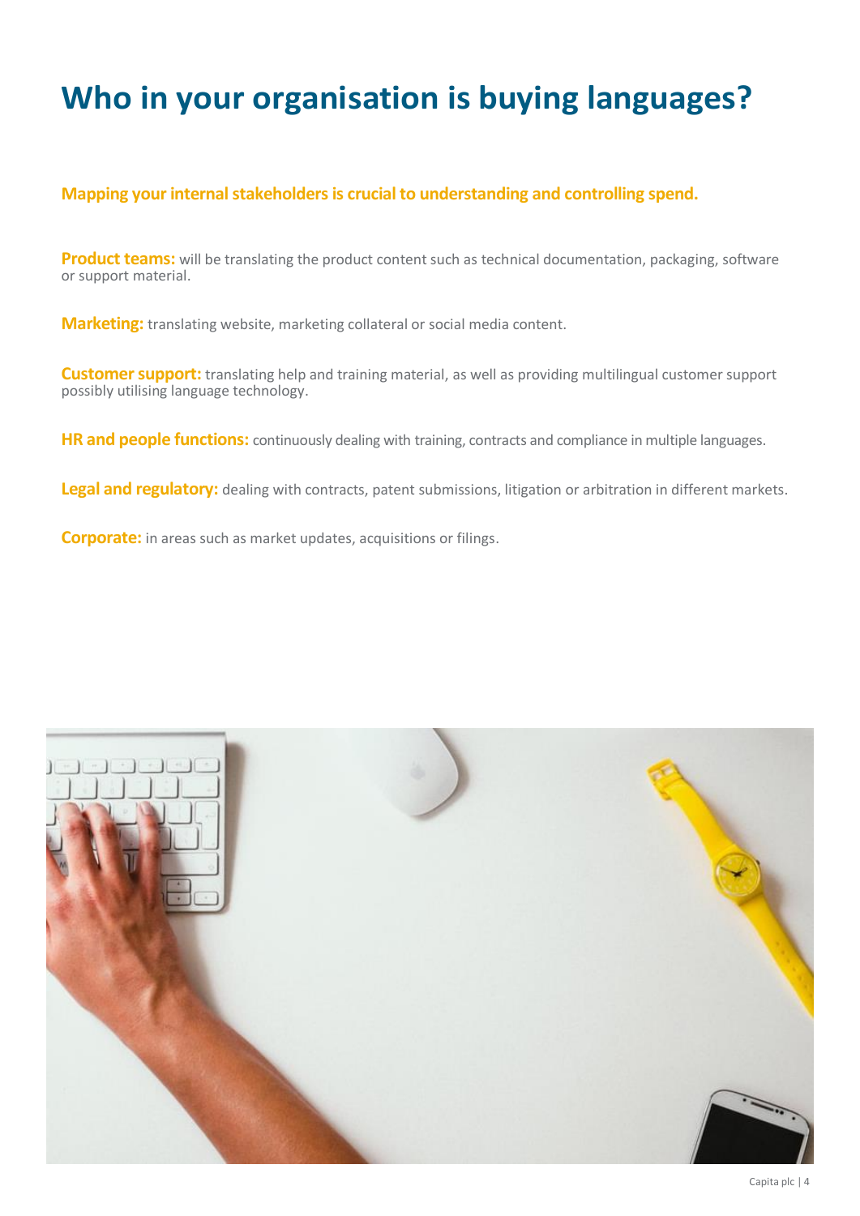# Who in your organisation is buying languages?

**Mapping your internal stakeholders is crucial to understanding and controlling spend.**

**Product teams:** will be translating the product content such as technical documentation, packaging, software or support material.

**Marketing:** translating website, marketing collateral or social media content.

**Customer support:** translating help and training material, as well as providing multilingual customer support possibly utilising language technology.

**HR and people functions:** continuously dealing with training, contracts and compliance in multiple languages.

**Legal and regulatory:** dealing with contracts, patent submissions, litigation or arbitration in different markets.

**Corporate:** in areas such as market updates, acquisitions or filings.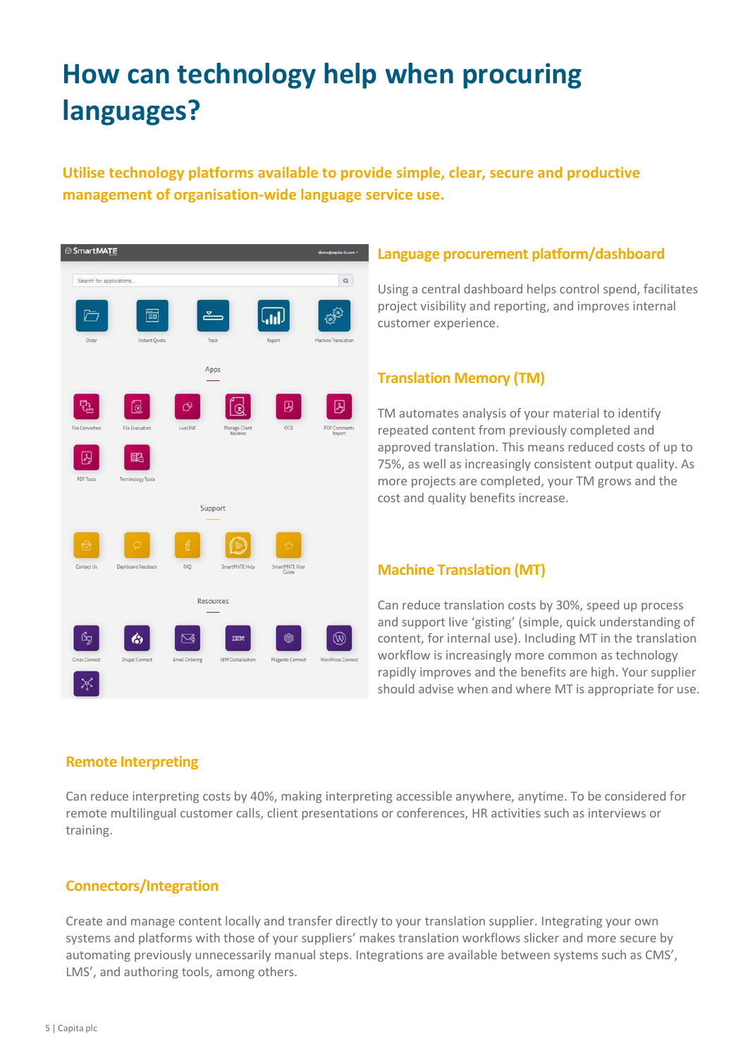# How can technology help when procuring languages?

**Utilise technology platforms available to provide simple, clear, secure and productive management of organisation-wide language service use.**

## Language procurement platform/dashboard

Using a central dashboard helps control spend, facilitates project visibility and reporting, and improves internal customer experience.

## Translation Memory (TM)

TM automates analysis of your material to identify repeated content from previously completed and approved translation. This means reduced costs of up to 75%, as well as increasingly consistent output quality. As more projects are completed, your TM grows and the cost and quality benefits increase.

## Machine Translation (MT)

Can reduce translation costs by 30%, speed up process and support live 'gisting' (simple, quick understanding of content, for internal use). Including MT in the translation workflow is increasingly more common as technology rapidly improves and the benefits are high. Your supplier should advise when and where MT is appropriate for use.

## Remote Interpreting

Can reduce interpreting costs by 40%, making interpreting accessible anywhere, anytime. To be considered for remote multilingual customer calls, client presentations or conferences, HR activities such as interviews or training.

## Connectors/Integration

Create and manage content locally and transfer directly to your translation supplier. Integrating your own systems and platforms with those of your suppliers' makes translation workflows slicker and more secure by automating previously unnecessarily manual steps. Integrations are available between systems such as CMS', LMS', and authoring tools, among others.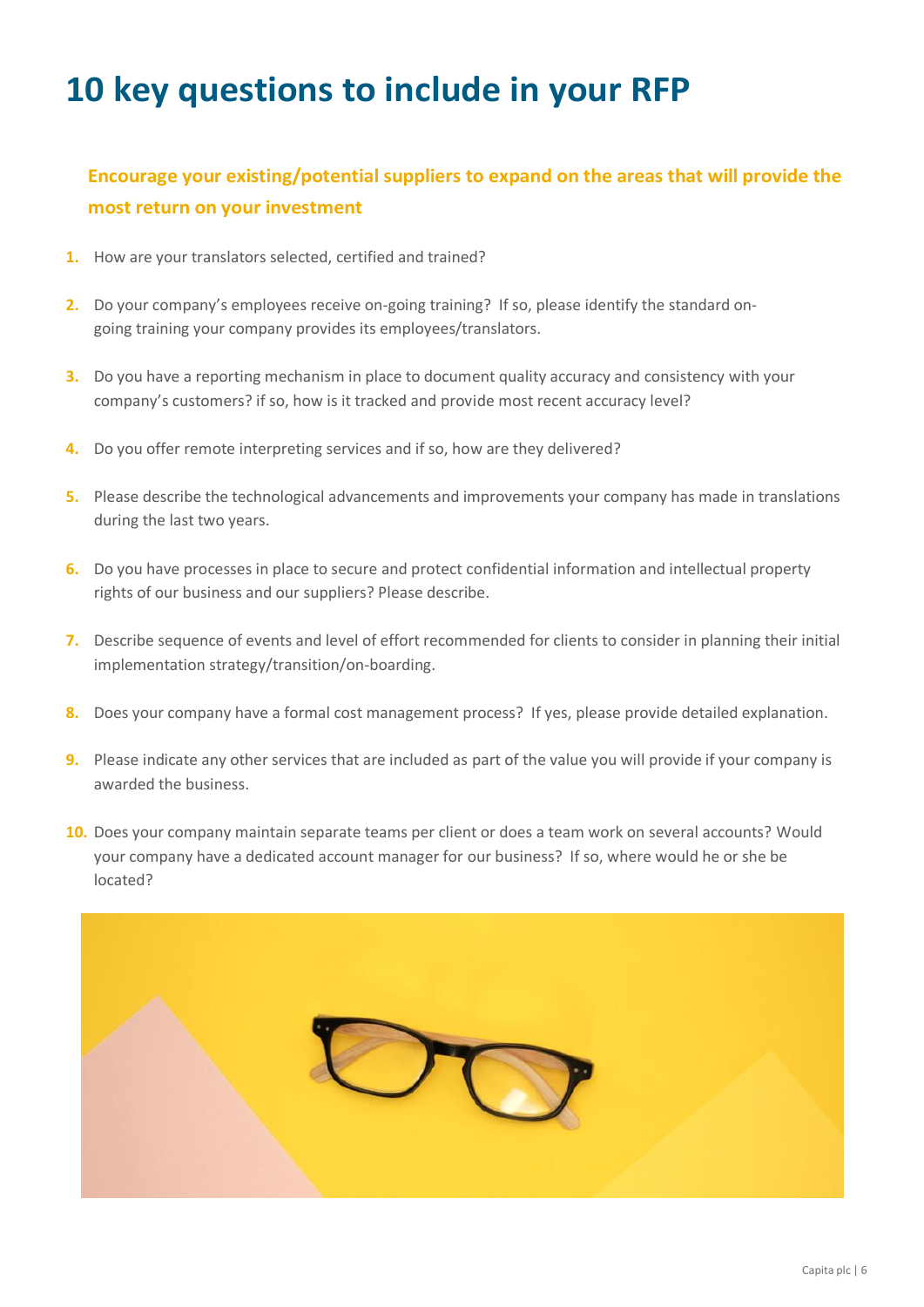# 10 key questions to include in your RFP

**Encourage your existing/potential suppliers to expand on the areas that will provide the most return on your investment**

1. How are your translators selected, certified and trained?
2. Do your company's employees receive on-going training? If so, please identify the standard on-going training your company provides its employees/translators.
3. Do you have a reporting mechanism in place to document quality accuracy and consistency with your company's customers? if so, how is it tracked and provide most recent accuracy level?
4. Do you offer remote interpreting services and if so, how are they delivered?
5. Please describe the technological advancements and improvements your company has made in translations during the last two years.
6. Do you have processes in place to secure and protect confidential information and intellectual property rights of our business and our suppliers? Please describe.
7. Describe sequence of events and level of effort recommended for clients to consider in planning their initial implementation strategy/transition/on-boarding.
8. Does your company have a formal cost management process? If yes, please provide detailed explanation.
9. Please indicate any other services that are included as part of the value you will provide if your company is awarded the business.
10. Does your company maintain separate teams per client or does a team work on several accounts? Would your company have a dedicated account manager for our business? If so, where would he or she be located?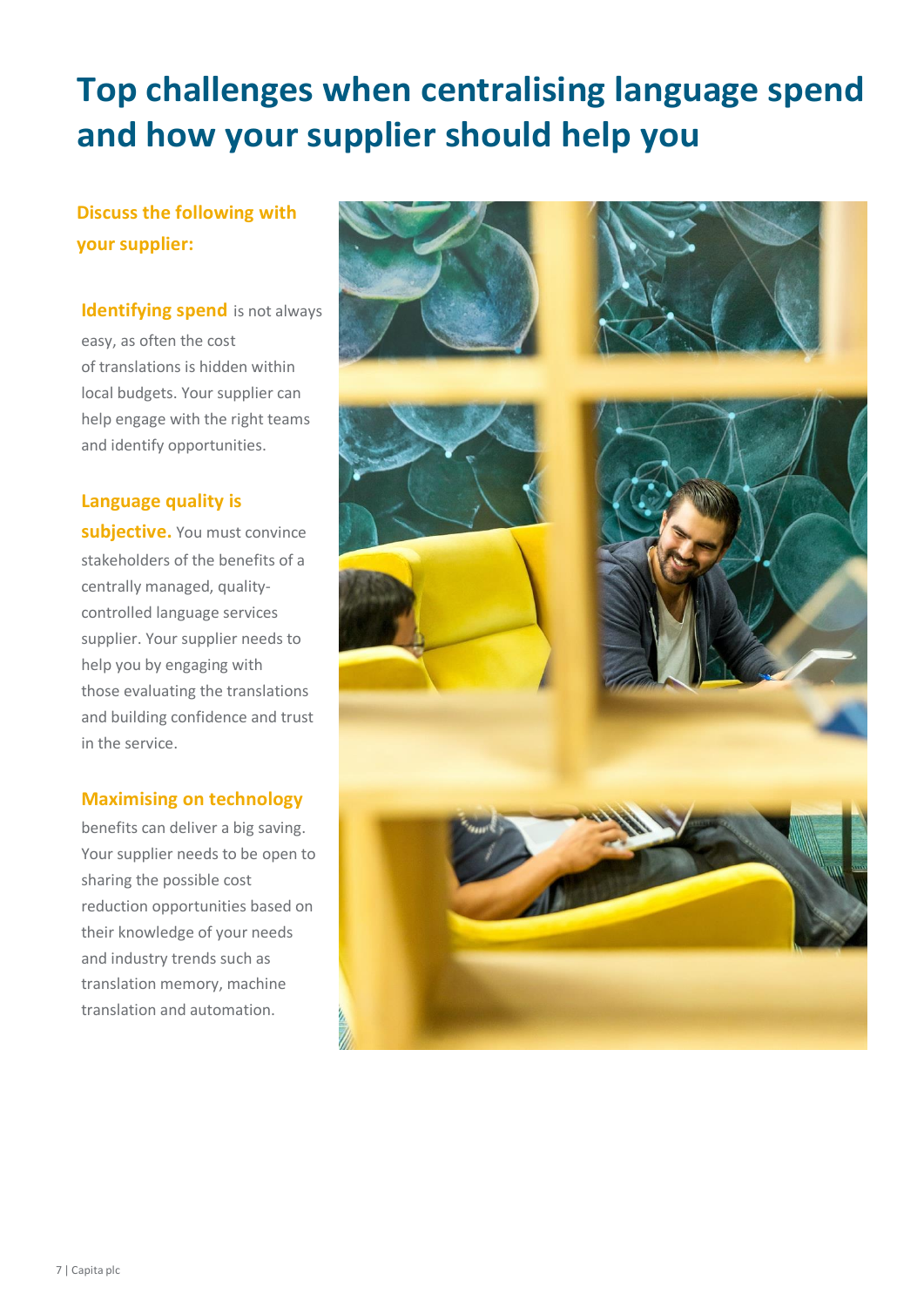# Top challenges when centralising language spend and how your supplier should help you

**Discuss the following with your supplier:**

**Identifying spend** is not always easy, as often the cost of translations is hidden within local budgets. Your supplier can help engage with the right teams and identify opportunities.

**Language quality is subjective.** You must convince stakeholders of the benefits of a centrally managed, quality-controlled language services supplier. Your supplier needs to help you by engaging with those evaluating the translations and building confidence and trust in the service.

**Maximising on technology** benefits can deliver a big saving. Your supplier needs to be open to sharing the possible cost reduction opportunities based on their knowledge of your needs and industry trends such as translation memory, machine translation and automation.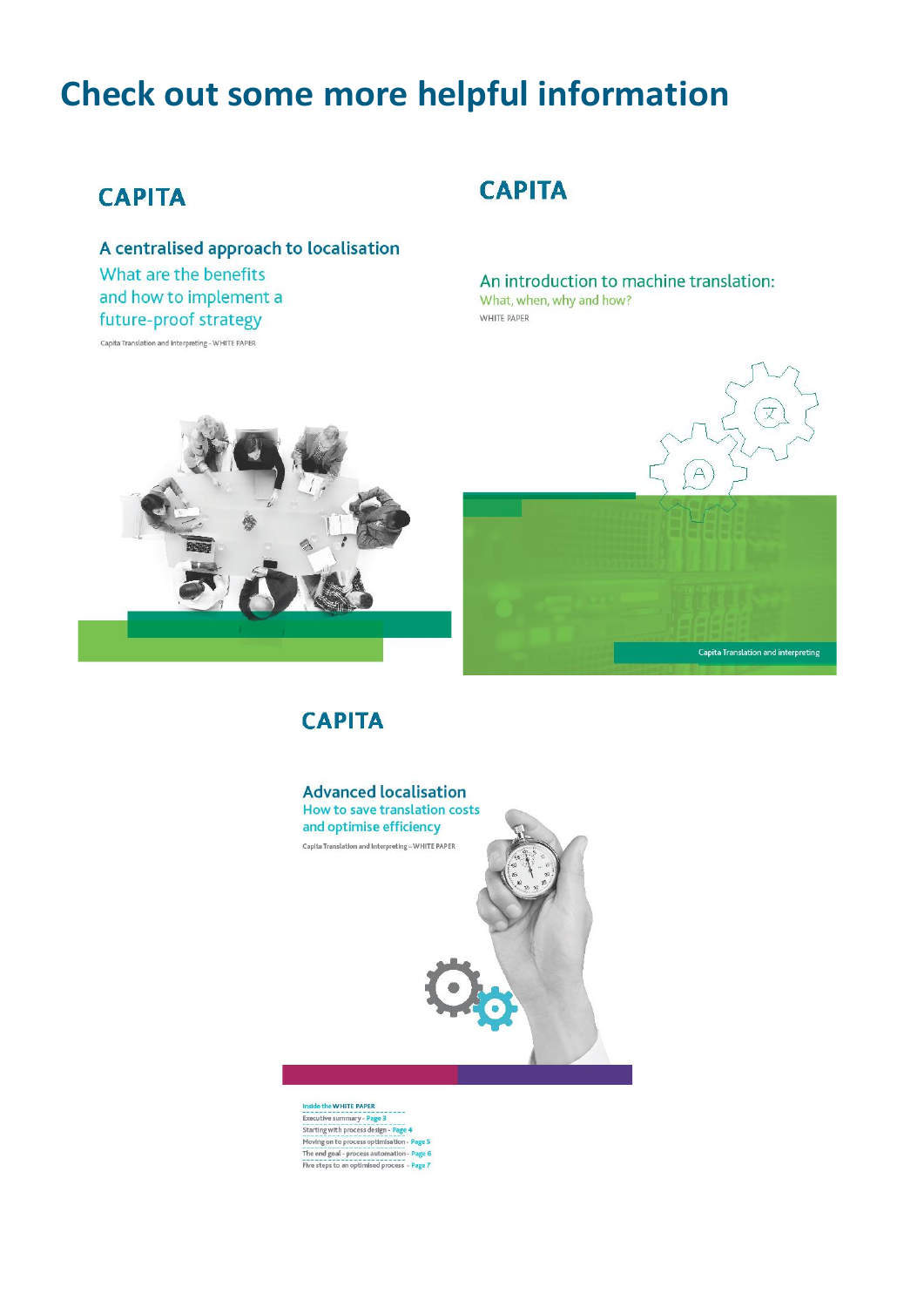# Check out some more helpful information

CAPITA

A centralised approach to localisation

What are the benefits and how to implement a future-proof strategy

Capita Translation and Interpreting - WHITE PAPER

CAPITA

An introduction to machine translation:

What, when, why and how?

WHITE PAPER

Capita Translation and interpreting

CAPITA

Advanced localisation

How to save translation costs and optimise efficiency

Capita Translation and Interpreting – WHITE PAPER

Inside the WHITE PAPER

- Executive summary - Page 3
- Starting with process design - Page 4
- Moving on to process optimisation - Page 5
- The end goal - process automation - Page 6
- Five steps to an optimised process - Page 7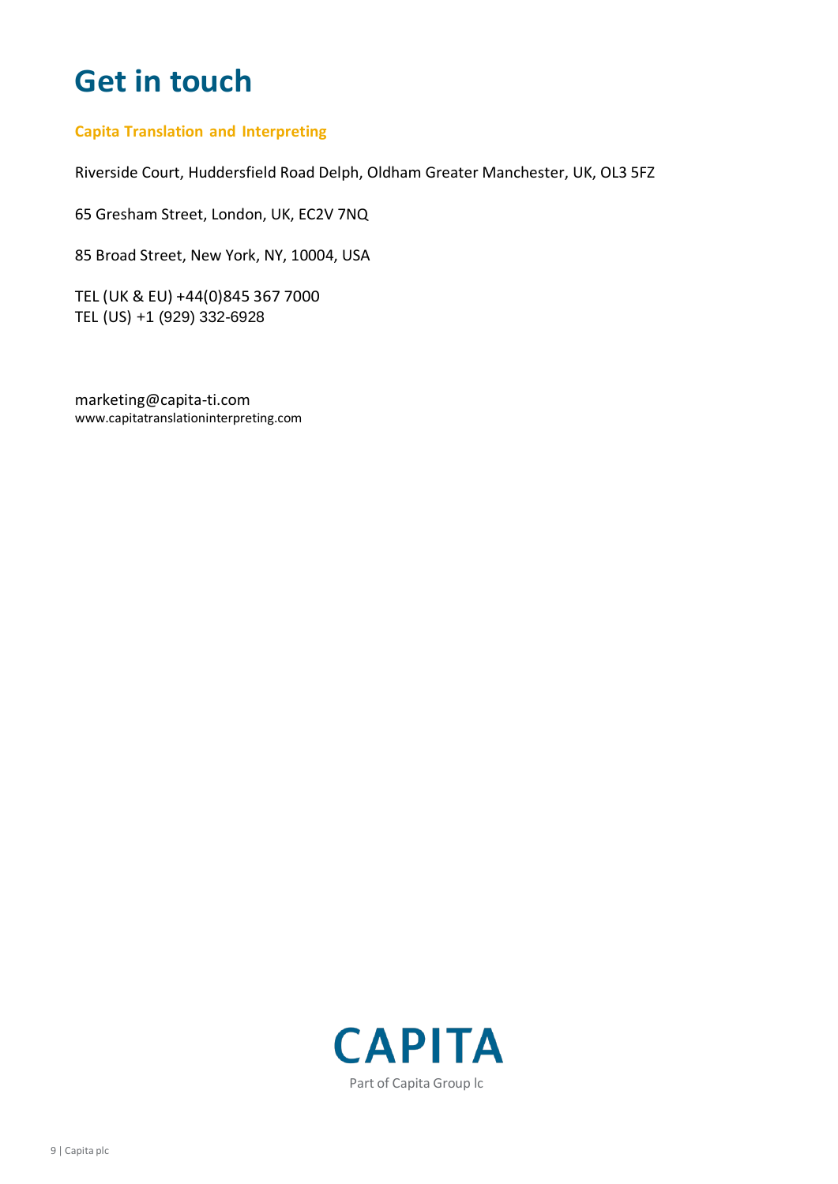# Get in touch

**Capita Translation and Interpreting**

Riverside Court, Huddersfield Road Delph, Oldham Greater Manchester, UK, OL3 5FZ

65 Gresham Street, London, UK, EC2V 7NQ

85 Broad Street, New York, NY, 10004, USA

TEL (UK & EU) +44(0)845 367 7000
TEL (US) +1 (929) 332-6928

marketing@capita-ti.com
www.capitatranslationinterpreting.com

CAPITA

Part of Capita Group lc